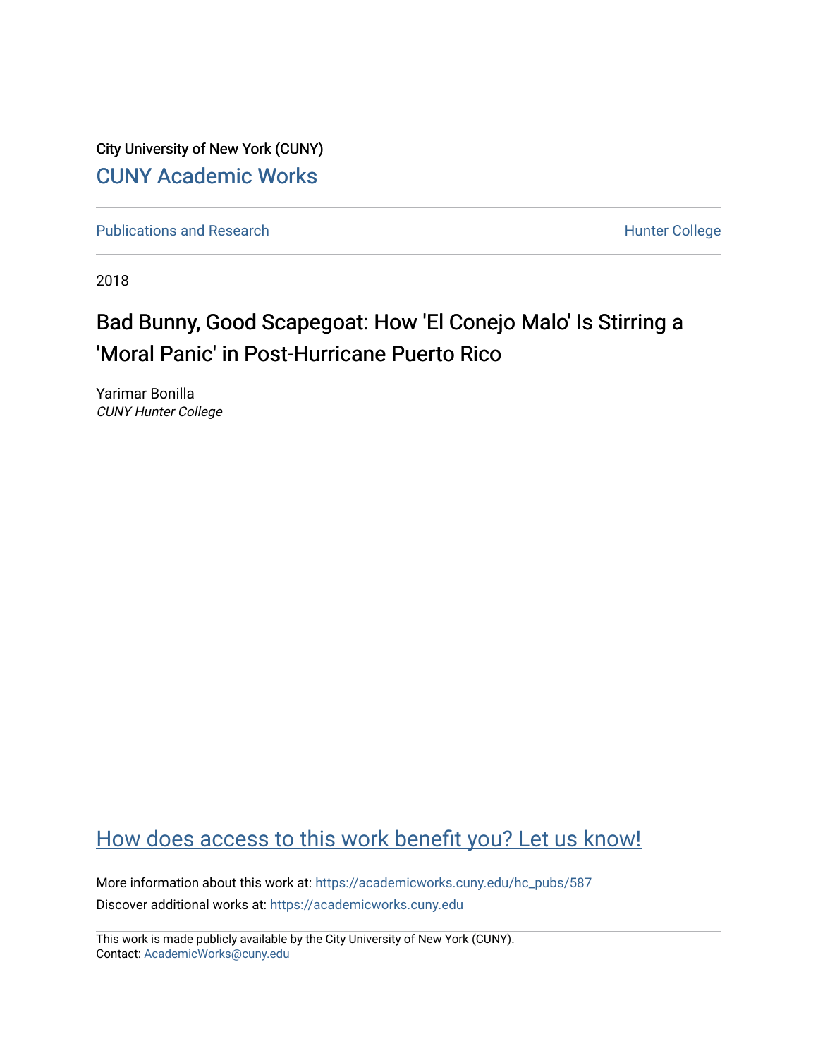City University of New York (CUNY)

CUNY Academic Works

Publications and Research | Hunter College

2018

# Bad Bunny, Good Scapegoat: How 'El Conejo Malo' Is Stirring a 'Moral Panic' in Post-Hurricane Puerto Rico

Yarimar Bonilla
*CUNY Hunter College*

How does access to this work benefit you? Let us know!

More information about this work at: https://academicworks.cuny.edu/hc_pubs/587
Discover additional works at: https://academicworks.cuny.edu

This work is made publicly available by the City University of New York (CUNY).
Contact: AcademicWorks@cuny.edu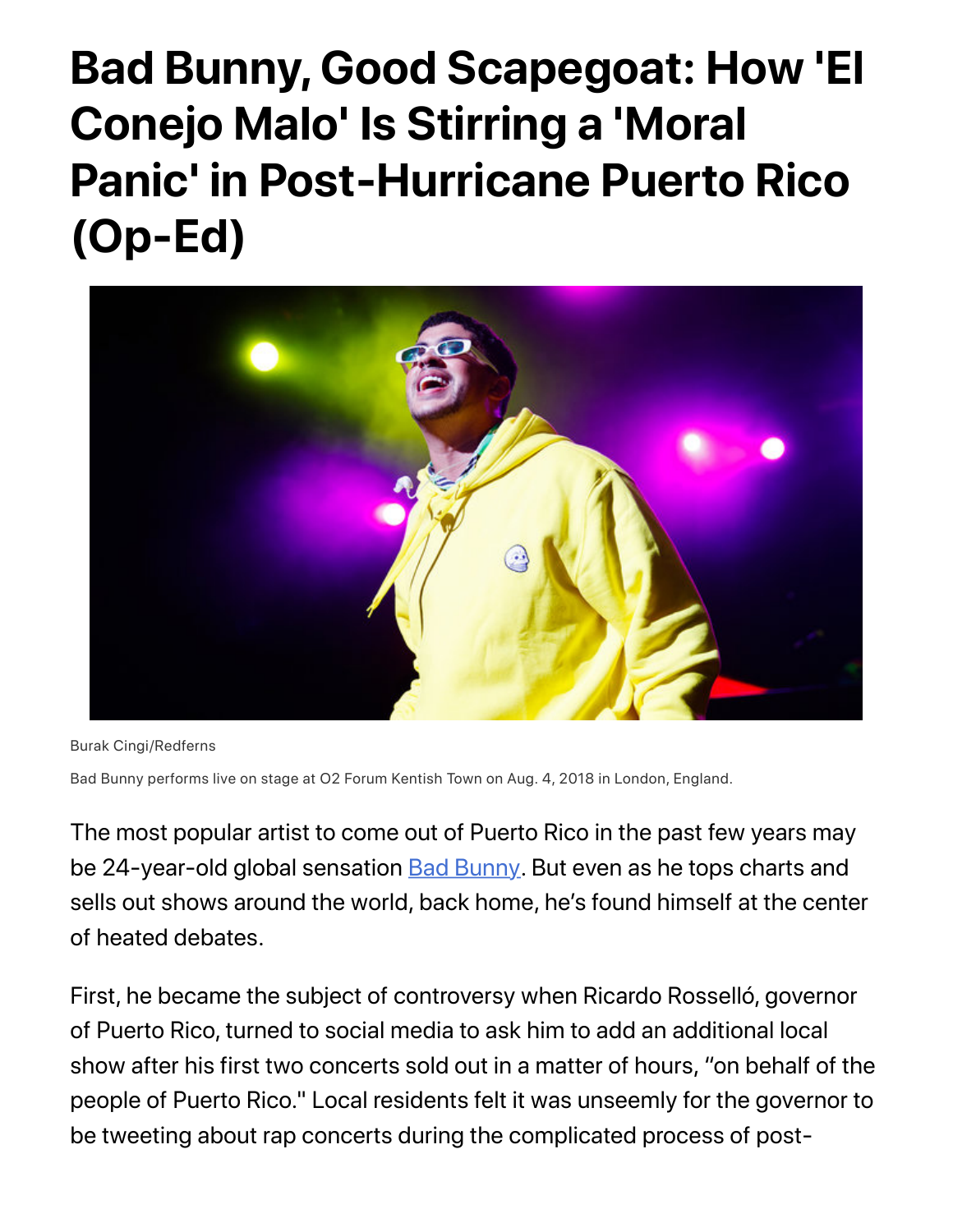# Bad Bunny, Good Scapegoat: How 'El Conejo Malo' Is Stirring a 'Moral Panic' in Post-Hurricane Puerto Rico (Op-Ed)

Burak Cingi/Redferns

Bad Bunny performs live on stage at O2 Forum Kentish Town on Aug. 4, 2018 in London, England.

The most popular artist to come out of Puerto Rico in the past few years may be 24-year-old global sensation Bad Bunny. But even as he tops charts and sells out shows around the world, back home, he's found himself at the center of heated debates.

First, he became the subject of controversy when Ricardo Rosselló, governor of Puerto Rico, turned to social media to ask him to add an additional local show after his first two concerts sold out in a matter of hours, "on behalf of the people of Puerto Rico." Local residents felt it was unseemly for the governor to be tweeting about rap concerts during the complicated process of post-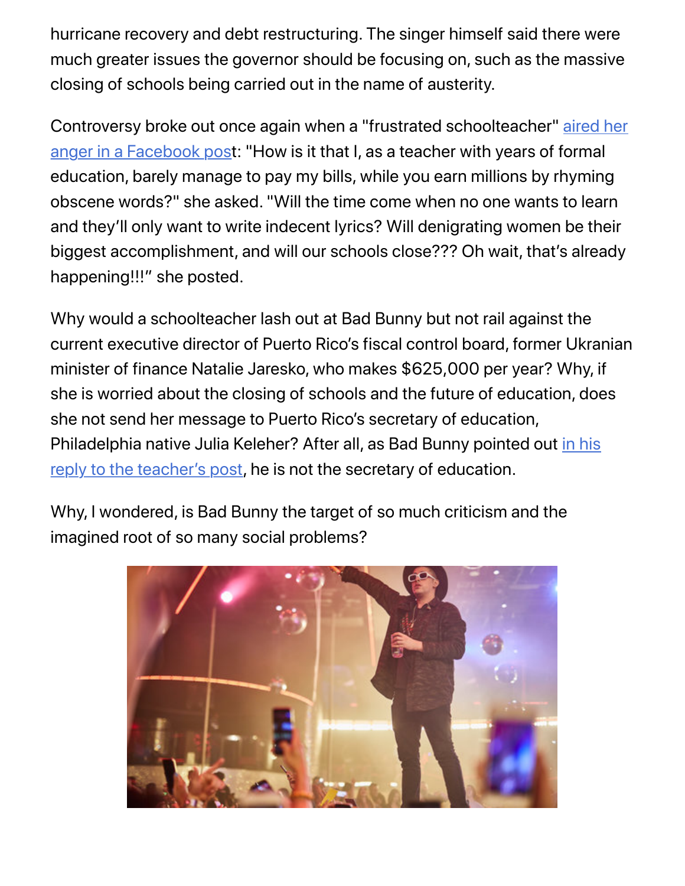hurricane recovery and debt restructuring. The singer himself said there were much greater issues the governor should be focusing on, such as the massive closing of schools being carried out in the name of austerity.

Controversy broke out once again when a "frustrated schoolteacher" aired her anger in a Facebook post: "How is it that I, as a teacher with years of formal education, barely manage to pay my bills, while you earn millions by rhyming obscene words?" she asked. "Will the time come when no one wants to learn and they'll only want to write indecent lyrics? Will denigrating women be their biggest accomplishment, and will our schools close??? Oh wait, that's already happening!!!" she posted.

Why would a schoolteacher lash out at Bad Bunny but not rail against the current executive director of Puerto Rico's fiscal control board, former Ukranian minister of finance Natalie Jaresko, who makes $625,000 per year? Why, if she is worried about the closing of schools and the future of education, does she not send her message to Puerto Rico's secretary of education, Philadelphia native Julia Keleher? After all, as Bad Bunny pointed out in his reply to the teacher's post, he is not the secretary of education.

Why, I wondered, is Bad Bunny the target of so much criticism and the imagined root of so many social problems?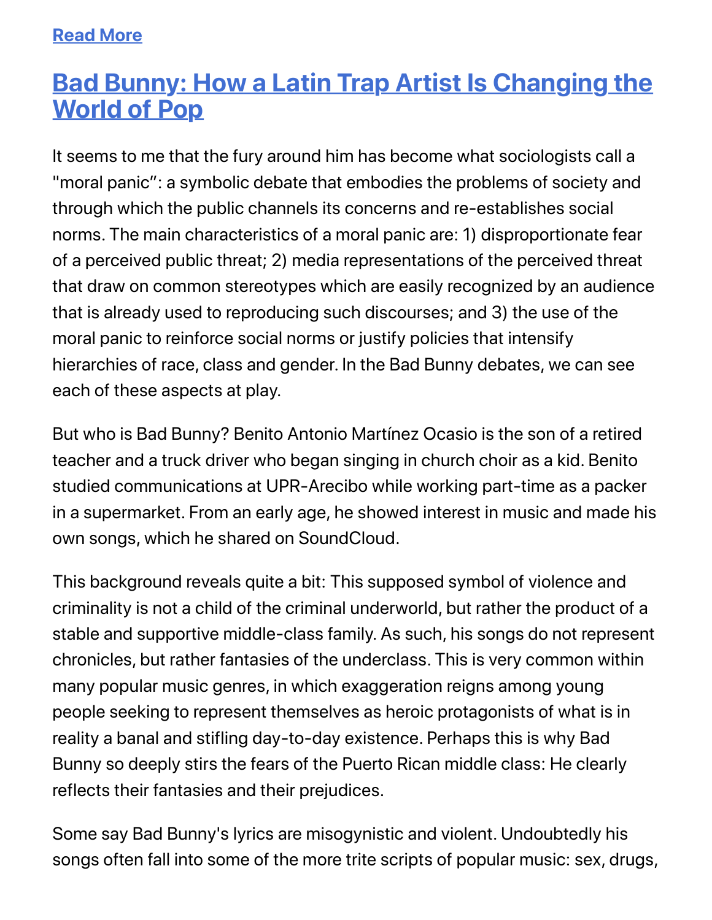[Read More]

## [Bad Bunny: How a Latin Trap Artist Is Changing the World of Pop]

It seems to me that the fury around him has become what sociologists call a "moral panic": a symbolic debate that embodies the problems of society and through which the public channels its concerns and re-establishes social norms. The main characteristics of a moral panic are: 1) disproportionate fear of a perceived public threat; 2) media representations of the perceived threat that draw on common stereotypes which are easily recognized by an audience that is already used to reproducing such discourses; and 3) the use of the moral panic to reinforce social norms or justify policies that intensify hierarchies of race, class and gender. In the Bad Bunny debates, we can see each of these aspects at play.

But who is Bad Bunny? Benito Antonio Martínez Ocasio is the son of a retired teacher and a truck driver who began singing in church choir as a kid. Benito studied communications at UPR-Arecibo while working part-time as a packer in a supermarket. From an early age, he showed interest in music and made his own songs, which he shared on SoundCloud.

This background reveals quite a bit: This supposed symbol of violence and criminality is not a child of the criminal underworld, but rather the product of a stable and supportive middle-class family. As such, his songs do not represent chronicles, but rather fantasies of the underclass. This is very common within many popular music genres, in which exaggeration reigns among young people seeking to represent themselves as heroic protagonists of what is in reality a banal and stifling day-to-day existence. Perhaps this is why Bad Bunny so deeply stirs the fears of the Puerto Rican middle class: He clearly reflects their fantasies and their prejudices.

Some say Bad Bunny's lyrics are misogynistic and violent. Undoubtedly his songs often fall into some of the more trite scripts of popular music: sex, drugs,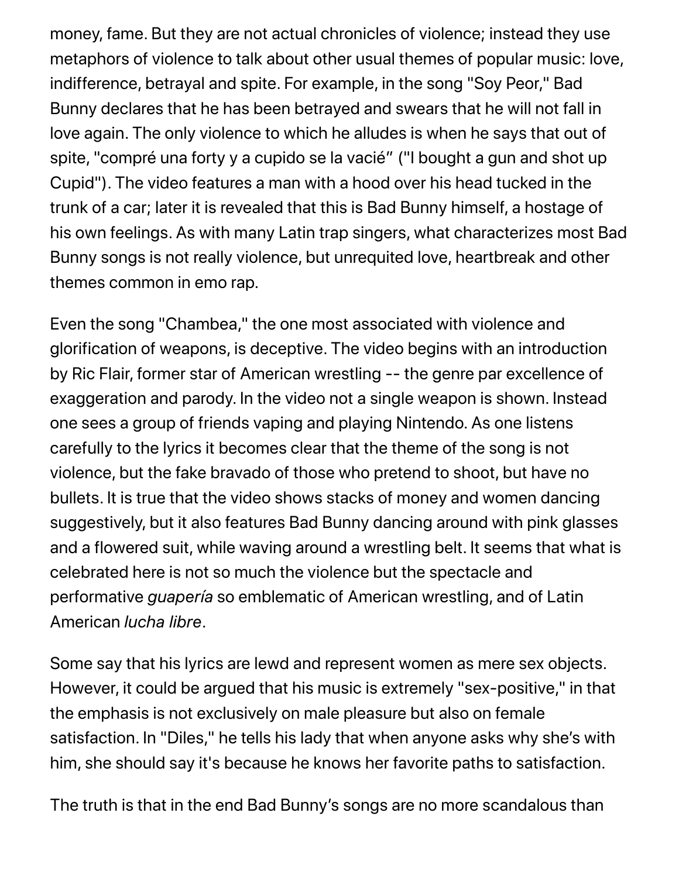money, fame. But they are not actual chronicles of violence; instead they use metaphors of violence to talk about other usual themes of popular music: love, indifference, betrayal and spite. For example, in the song "Soy Peor," Bad Bunny declares that he has been betrayed and swears that he will not fall in love again. The only violence to which he alludes is when he says that out of spite, "compré una forty y a cupido se la vacié" ("I bought a gun and shot up Cupid"). The video features a man with a hood over his head tucked in the trunk of a car; later it is revealed that this is Bad Bunny himself, a hostage of his own feelings. As with many Latin trap singers, what characterizes most Bad Bunny songs is not really violence, but unrequited love, heartbreak and other themes common in emo rap.

Even the song "Chambea," the one most associated with violence and glorification of weapons, is deceptive. The video begins with an introduction by Ric Flair, former star of American wrestling -- the genre par excellence of exaggeration and parody. In the video not a single weapon is shown. Instead one sees a group of friends vaping and playing Nintendo. As one listens carefully to the lyrics it becomes clear that the theme of the song is not violence, but the fake bravado of those who pretend to shoot, but have no bullets. It is true that the video shows stacks of money and women dancing suggestively, but it also features Bad Bunny dancing around with pink glasses and a flowered suit, while waving around a wrestling belt. It seems that what is celebrated here is not so much the violence but the spectacle and performative *guapería* so emblematic of American wrestling, and of Latin American *lucha libre*.

Some say that his lyrics are lewd and represent women as mere sex objects. However, it could be argued that his music is extremely "sex-positive," in that the emphasis is not exclusively on male pleasure but also on female satisfaction. In "Diles," he tells his lady that when anyone asks why she's with him, she should say it's because he knows her favorite paths to satisfaction.

The truth is that in the end Bad Bunny's songs are no more scandalous than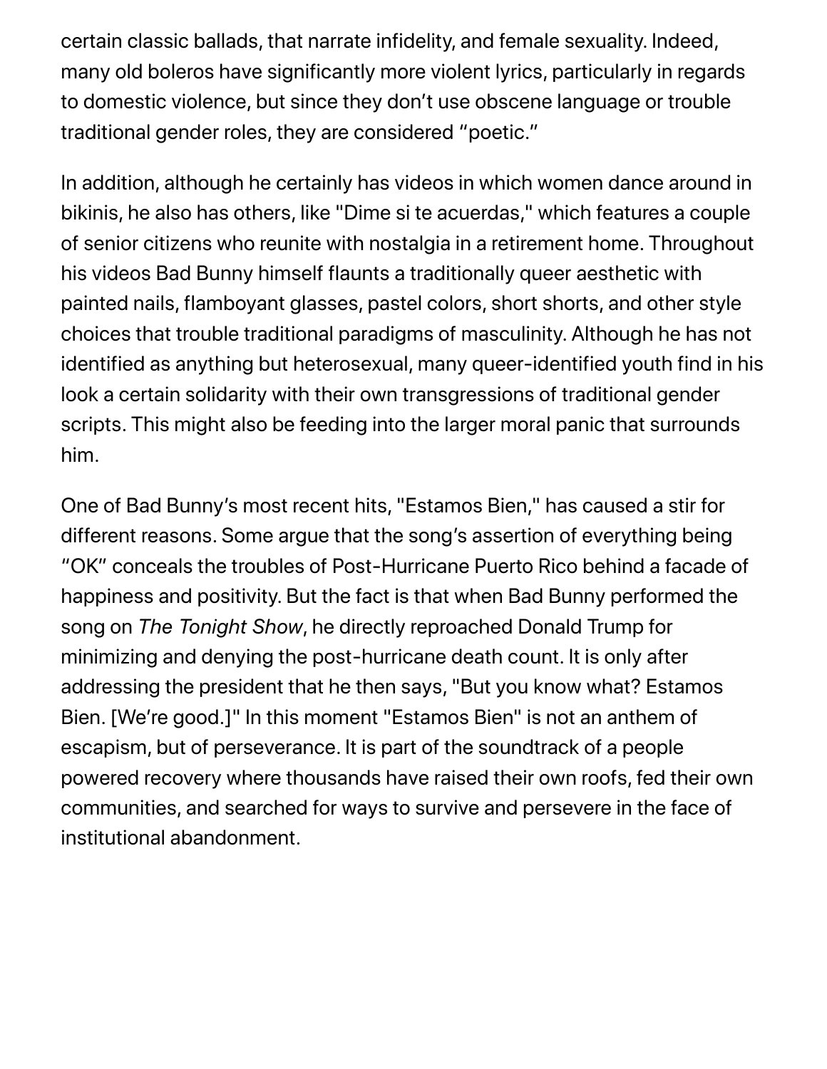certain classic ballads, that narrate infidelity, and female sexuality. Indeed, many old boleros have significantly more violent lyrics, particularly in regards to domestic violence, but since they don't use obscene language or trouble traditional gender roles, they are considered "poetic."

In addition, although he certainly has videos in which women dance around in bikinis, he also has others, like "Dime si te acuerdas," which features a couple of senior citizens who reunite with nostalgia in a retirement home. Throughout his videos Bad Bunny himself flaunts a traditionally queer aesthetic with painted nails, flamboyant glasses, pastel colors, short shorts, and other style choices that trouble traditional paradigms of masculinity. Although he has not identified as anything but heterosexual, many queer-identified youth find in his look a certain solidarity with their own transgressions of traditional gender scripts. This might also be feeding into the larger moral panic that surrounds him.

One of Bad Bunny's most recent hits, "Estamos Bien," has caused a stir for different reasons. Some argue that the song's assertion of everything being "OK" conceals the troubles of Post-Hurricane Puerto Rico behind a facade of happiness and positivity. But the fact is that when Bad Bunny performed the song on *The Tonight Show*, he directly reproached Donald Trump for minimizing and denying the post-hurricane death count. It is only after addressing the president that he then says, "But you know what? Estamos Bien. [We're good.]" In this moment "Estamos Bien" is not an anthem of escapism, but of perseverance. It is part of the soundtrack of a people powered recovery where thousands have raised their own roofs, fed their own communities, and searched for ways to survive and persevere in the face of institutional abandonment.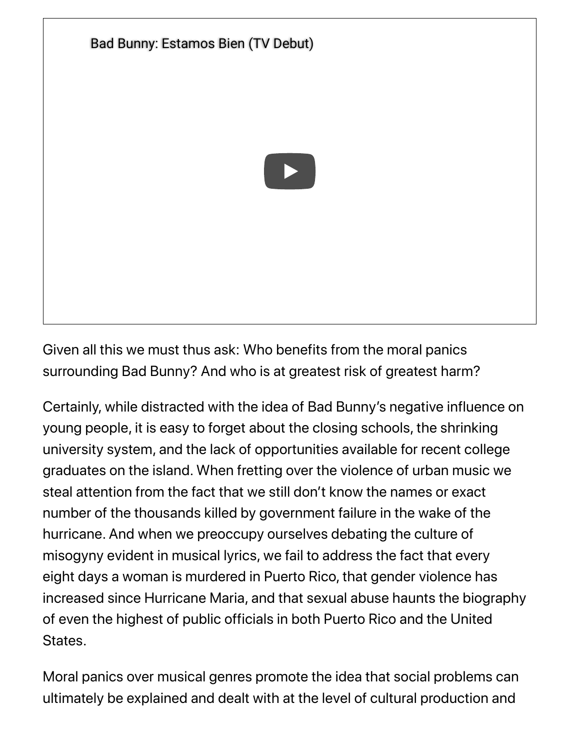Bad Bunny: Estamos Bien (TV Debut)

Given all this we must thus ask: Who benefits from the moral panics surrounding Bad Bunny? And who is at greatest risk of greatest harm?

Certainly, while distracted with the idea of Bad Bunny's negative influence on young people, it is easy to forget about the closing schools, the shrinking university system, and the lack of opportunities available for recent college graduates on the island. When fretting over the violence of urban music we steal attention from the fact that we still don't know the names or exact number of the thousands killed by government failure in the wake of the hurricane. And when we preoccupy ourselves debating the culture of misogyny evident in musical lyrics, we fail to address the fact that every eight days a woman is murdered in Puerto Rico, that gender violence has increased since Hurricane Maria, and that sexual abuse haunts the biography of even the highest of public officials in both Puerto Rico and the United States.

Moral panics over musical genres promote the idea that social problems can ultimately be explained and dealt with at the level of cultural production and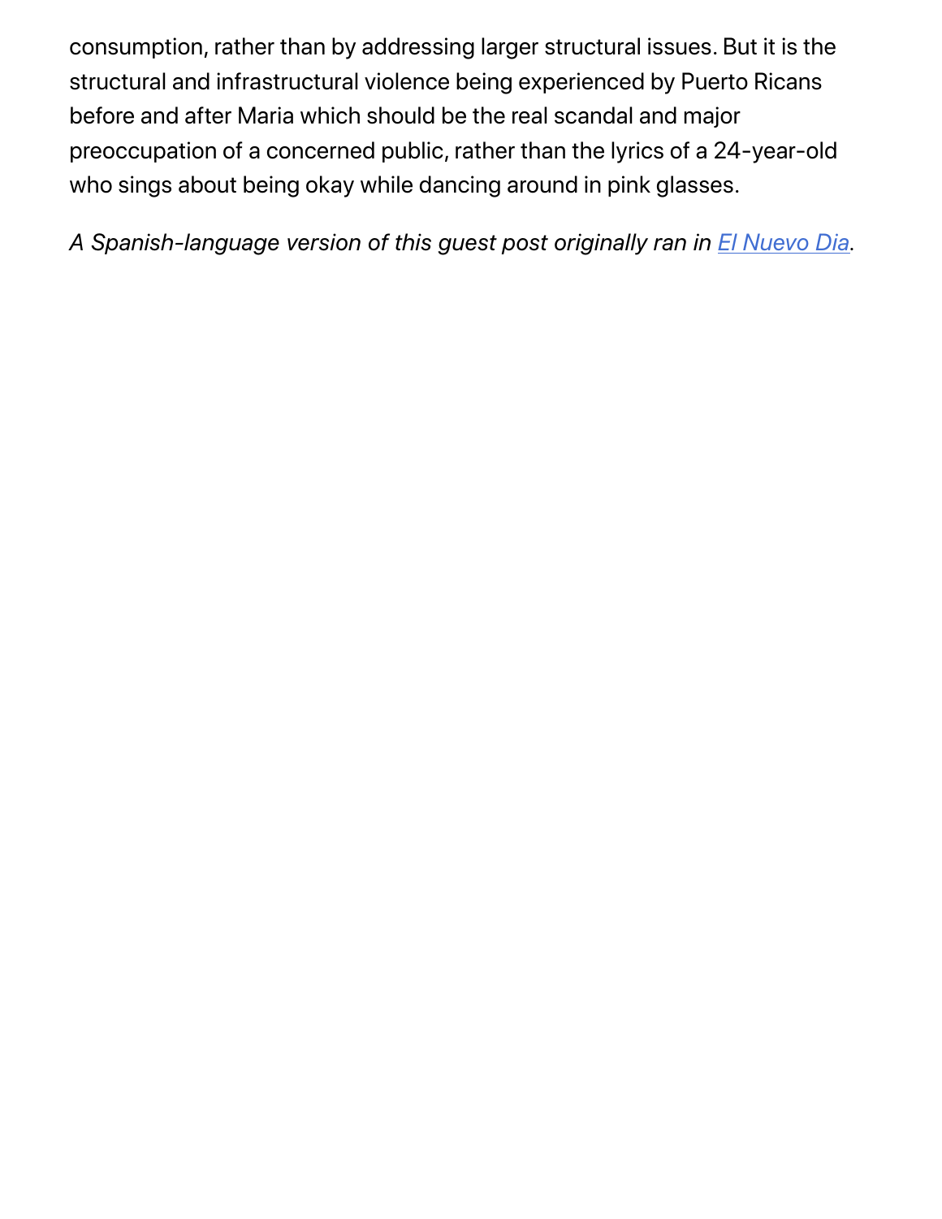consumption, rather than by addressing larger structural issues. But it is the structural and infrastructural violence being experienced by Puerto Ricans before and after Maria which should be the real scandal and major preoccupation of a concerned public, rather than the lyrics of a 24-year-old who sings about being okay while dancing around in pink glasses.

*A Spanish-language version of this guest post originally ran in [El Nuevo Dia](El Nuevo Dia).*